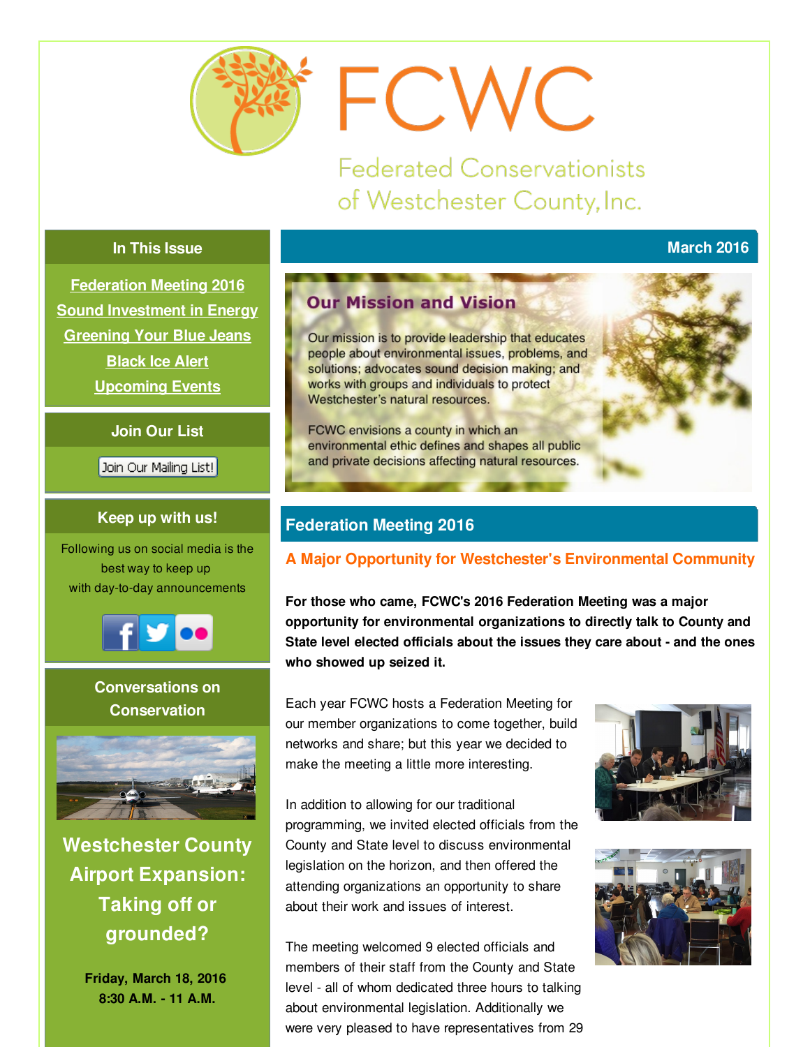# FCWC

Federated Conservationists of Westchester County, Inc.

### In This Issue

Federation Meeting 2016
Sound Investment in Energy
Greening Your Blue Jeans
Black Ice Alert
Upcoming Events

### Join Our List

Join Our Mailing List!

### Keep up with us!

Following us on social media is the best way to keep up with day-to-day announcements

### Conversations on Conservation

**Westchester County Airport Expansion: Taking off or grounded?**

**Friday, March 18, 2016**
**8:30 A.M. - 11 A.M.**

---

**March 2016**

## Our Mission and Vision

Our mission is to provide leadership that educates people about environmental issues, problems, and solutions; advocates sound decision making; and works with groups and individuals to protect Westchester's natural resources.

FCWC envisions a county in which an environmental ethic defines and shapes all public and private decisions affecting natural resources.

## Federation Meeting 2016

### A Major Opportunity for Westchester's Environmental Community

**For those who came, FCWC's 2016 Federation Meeting was a major opportunity for environmental organizations to directly talk to County and State level elected officials about the issues they care about - and the ones who showed up seized it.**

Each year FCWC hosts a Federation Meeting for our member organizations to come together, build networks and share; but this year we decided to make the meeting a little more interesting.

In addition to allowing for our traditional programming, we invited elected officials from the County and State level to discuss environmental legislation on the horizon, and then offered the attending organizations an opportunity to share about their work and issues of interest.

The meeting welcomed 9 elected officials and members of their staff from the County and State level - all of whom dedicated three hours to talking about environmental legislation. Additionally we were very pleased to have representatives from 29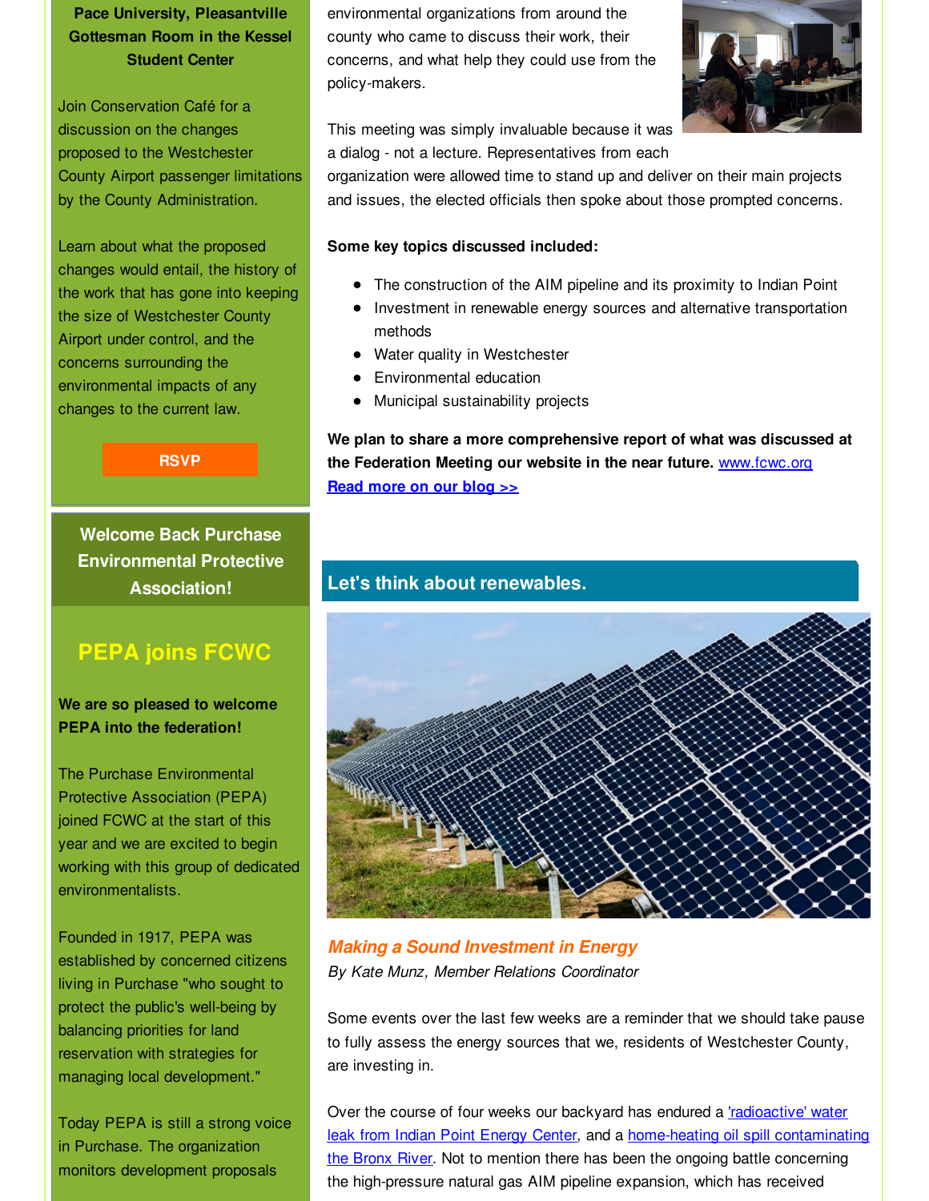**Pace University, Pleasantville Gottesman Room in the Kessel Student Center**

Join Conservation Café for a discussion on the changes proposed to the Westchester County Airport passenger limitations by the County Administration.

Learn about what the proposed changes would entail, the history of the work that has gone into keeping the size of Westchester County Airport under control, and the concerns surrounding the environmental impacts of any changes to the current law.

RSVP

## Welcome Back Purchase Environmental Protective Association!

## PEPA joins FCWC

**We are so pleased to welcome PEPA into the federation!**

The Purchase Environmental Protective Association (PEPA) joined FCWC at the start of this year and we are excited to begin working with this group of dedicated environmentalists.

Founded in 1917, PEPA was established by concerned citizens living in Purchase "who sought to protect the public's well-being by balancing priorities for land reservation with strategies for managing local development."

Today PEPA is still a strong voice in Purchase. The organization monitors development proposals

environmental organizations from around the county who came to discuss their work, their concerns, and what help they could use from the policy-makers.

This meeting was simply invaluable because it was a dialog - not a lecture. Representatives from each organization were allowed time to stand up and deliver on their main projects and issues, the elected officials then spoke about those prompted concerns.

**Some key topics discussed included:**

- The construction of the AIM pipeline and its proximity to Indian Point
- Investment in renewable energy sources and alternative transportation methods
- Water quality in Westchester
- Environmental education
- Municipal sustainability projects

**We plan to share a more comprehensive report of what was discussed at the Federation Meeting our website in the near future.** www.fcwc.org
**Read more on our blog >>**

## Let's think about renewables.

***Making a Sound Investment in Energy***
*By Kate Munz, Member Relations Coordinator*

Some events over the last few weeks are a reminder that we should take pause to fully assess the energy sources that we, residents of Westchester County, are investing in.

Over the course of four weeks our backyard has endured a 'radioactive' water leak from Indian Point Energy Center, and a home-heating oil spill contaminating the Bronx River. Not to mention there has been the ongoing battle concerning the high-pressure natural gas AIM pipeline expansion, which has received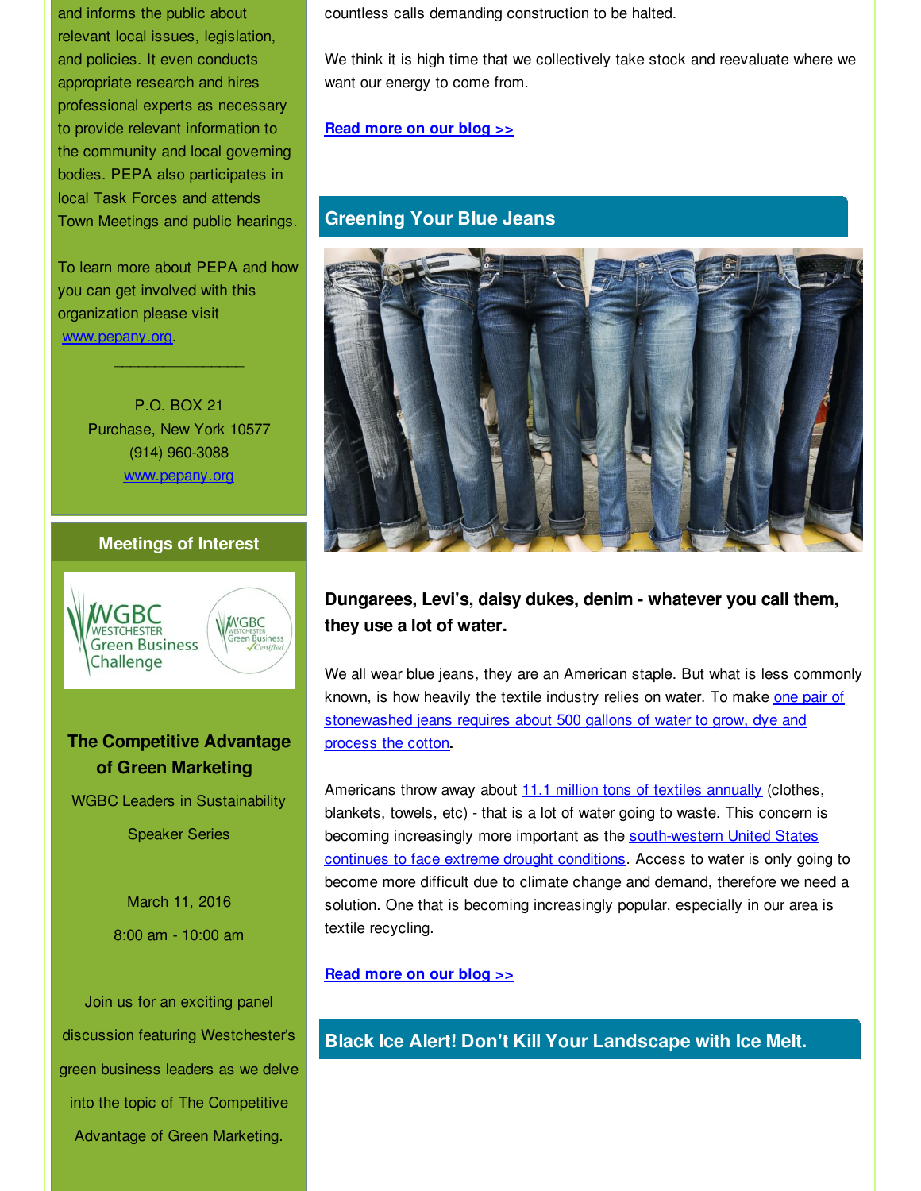and informs the public about relevant local issues, legislation, and policies. It even conducts appropriate research and hires professional experts as necessary to provide relevant information to the community and local governing bodies. PEPA also participates in local Task Forces and attends Town Meetings and public hearings.

To learn more about PEPA and how you can get involved with this organization please visit www.pepany.org.

\_\_\_\_\_\_\_\_\_\_\_\_\_\_\_\_\_\_

P.O. BOX 21
Purchase, New York 10577
(914) 960-3088
www.pepany.org

## Meetings of Interest

### The Competitive Advantage of Green Marketing

WGBC Leaders in Sustainability Speaker Series

March 11, 2016

8:00 am - 10:00 am

Join us for an exciting panel discussion featuring Westchester's green business leaders as we delve into the topic of The Competitive Advantage of Green Marketing.

countless calls demanding construction to be halted.

We think it is high time that we collectively take stock and reevaluate where we want our energy to come from.

**Read more on our blog >>**

## Greening Your Blue Jeans

### Dungarees, Levi's, daisy dukes, denim - whatever you call them, they use a lot of water.

We all wear blue jeans, they are an American staple. But what is less commonly known, is how heavily the textile industry relies on water. To make one pair of stonewashed jeans requires about 500 gallons of water to grow, dye and process the cotton**.**

Americans throw away about 11.1 million tons of textiles annually (clothes, blankets, towels, etc) - that is a lot of water going to waste. This concern is becoming increasingly more important as the south-western United States continues to face extreme drought conditions. Access to water is only going to become more difficult due to climate change and demand, therefore we need a solution. One that is becoming increasingly popular, especially in our area is textile recycling.

**Read more on our blog >>**

## Black Ice Alert! Don't Kill Your Landscape with Ice Melt.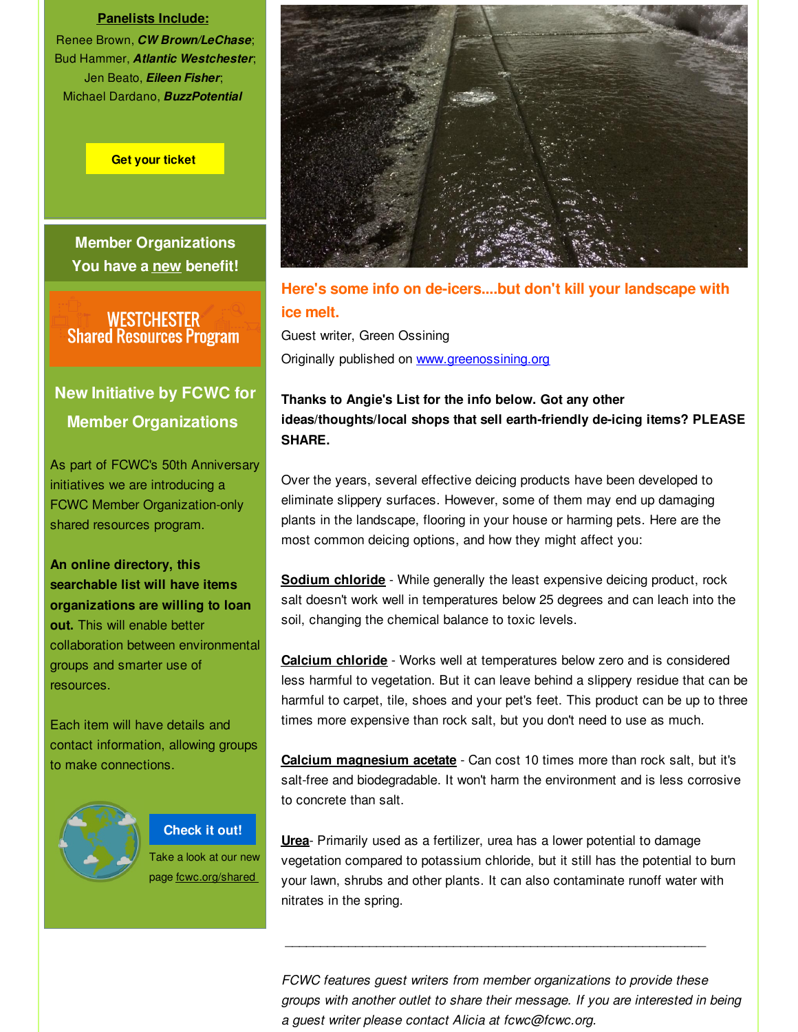**Panelists Include:**

Renee Brown, ***CW Brown/LeChase***; Bud Hammer, ***Atlantic Westchester***; Jen Beato, ***Eileen Fisher***; Michael Dardano, ***BuzzPotential***

**Get your ticket**

## Member Organizations You have a new benefit!

WESTCHESTER Shared Resources Program

### New Initiative by FCWC for Member Organizations

As part of FCWC's 50th Anniversary initiatives we are introducing a FCWC Member Organization-only shared resources program.

**An online directory, this searchable list will have items organizations are willing to loan out.** This will enable better collaboration between environmental groups and smarter use of resources.

Each item will have details and contact information, allowing groups to make connections.

**Check it out!**

Take a look at our new page fcwc.org/shared

## Here's some info on de-icers....but don't kill your landscape with ice melt.

Guest writer, Green Ossining

Originally published on www.greenossining.org

**Thanks to Angie's List for the info below. Got any other ideas/thoughts/local shops that sell earth-friendly de-icing items? PLEASE SHARE.**

Over the years, several effective deicing products have been developed to eliminate slippery surfaces. However, some of them may end up damaging plants in the landscape, flooring in your house or harming pets. Here are the most common deicing options, and how they might affect you:

**Sodium chloride** - While generally the least expensive deicing product, rock salt doesn't work well in temperatures below 25 degrees and can leach into the soil, changing the chemical balance to toxic levels.

**Calcium chloride** - Works well at temperatures below zero and is considered less harmful to vegetation. But it can leave behind a slippery residue that can be harmful to carpet, tile, shoes and your pet's feet. This product can be up to three times more expensive than rock salt, but you don't need to use as much.

**Calcium magnesium acetate** - Can cost 10 times more than rock salt, but it's salt-free and biodegradable. It won't harm the environment and is less corrosive to concrete than salt.

**Urea**- Primarily used as a fertilizer, urea has a lower potential to damage vegetation compared to potassium chloride, but it still has the potential to burn your lawn, shrubs and other plants. It can also contaminate runoff water with nitrates in the spring.

---

*FCWC features guest writers from member organizations to provide these groups with another outlet to share their message. If you are interested in being a guest writer please contact Alicia at fcwc@fcwc.org.*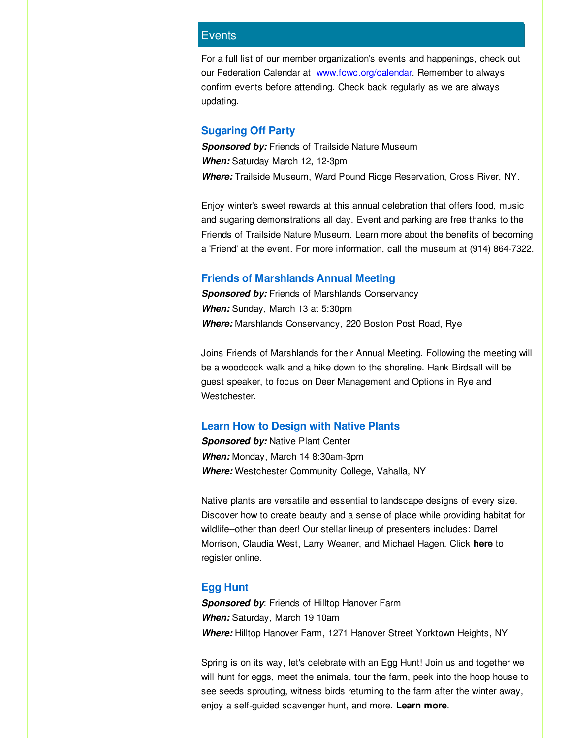## Events

For a full list of our member organization's events and happenings, check out our Federation Calendar at [www.fcwc.org/calendar](www.fcwc.org/calendar). Remember to always confirm events before attending. Check back regularly as we are always updating.

### Sugaring Off Party

***Sponsored by:*** Friends of Trailside Nature Museum
***When:*** Saturday March 12, 12-3pm
***Where:*** Trailside Museum, Ward Pound Ridge Reservation, Cross River, NY.

Enjoy winter's sweet rewards at this annual celebration that offers food, music and sugaring demonstrations all day. Event and parking are free thanks to the Friends of Trailside Nature Museum. Learn more about the benefits of becoming a 'Friend' at the event. For more information, call the museum at (914) 864-7322.

### Friends of Marshlands Annual Meeting

***Sponsored by:*** Friends of Marshlands Conservancy
***When:*** Sunday, March 13 at 5:30pm
***Where:*** Marshlands Conservancy, 220 Boston Post Road, Rye

Joins Friends of Marshlands for their Annual Meeting. Following the meeting will be a woodcock walk and a hike down to the shoreline. Hank Birdsall will be guest speaker, to focus on Deer Management and Options in Rye and Westchester.

### Learn How to Design with Native Plants

***Sponsored by:*** Native Plant Center
***When:*** Monday, March 14 8:30am-3pm
***Where:*** Westchester Community College, Vahalla, NY

Native plants are versatile and essential to landscape designs of every size. Discover how to create beauty and a sense of place while providing habitat for wildlife--other than deer! Our stellar lineup of presenters includes: Darrel Morrison, Claudia West, Larry Weaner, and Michael Hagen. Click **here** to register online.

### Egg Hunt

***Sponsored by***: Friends of Hilltop Hanover Farm
***When:*** Saturday, March 19 10am
***Where:*** Hilltop Hanover Farm, 1271 Hanover Street Yorktown Heights, NY

Spring is on its way, let's celebrate with an Egg Hunt! Join us and together we will hunt for eggs, meet the animals, tour the farm, peek into the hoop house to see seeds sprouting, witness birds returning to the farm after the winter away, enjoy a self-guided scavenger hunt, and more. **Learn more**.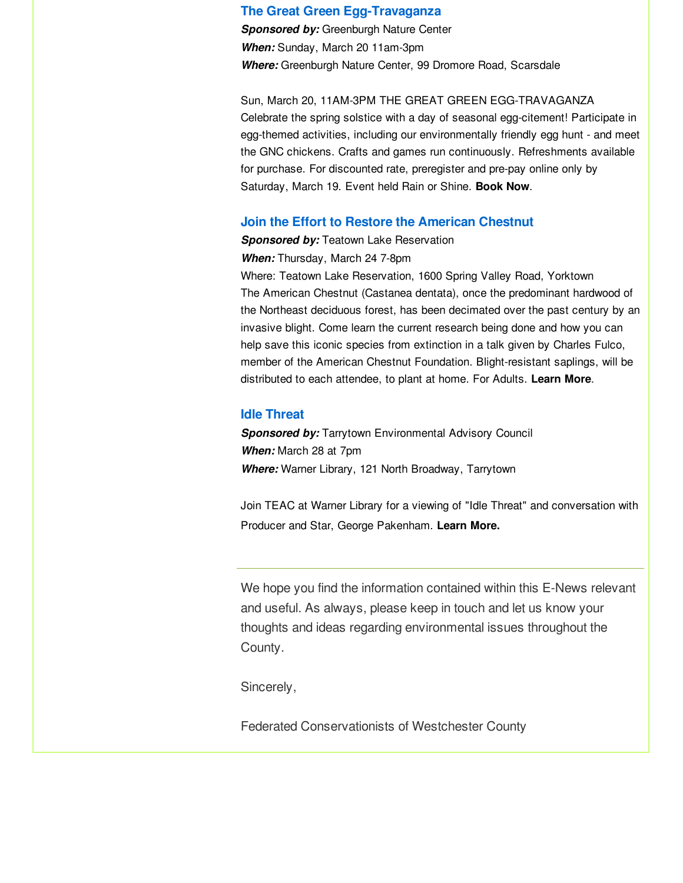### The Great Green Egg-Travaganza

***Sponsored by:*** Greenburgh Nature Center
***When:*** Sunday, March 20 11am-3pm
***Where:*** Greenburgh Nature Center, 99 Dromore Road, Scarsdale

Sun, March 20, 11AM-3PM THE GREAT GREEN EGG-TRAVAGANZA Celebrate the spring solstice with a day of seasonal egg-citement! Participate in egg-themed activities, including our environmentally friendly egg hunt - and meet the GNC chickens. Crafts and games run continuously. Refreshments available for purchase. For discounted rate, preregister and pre-pay online only by Saturday, March 19. Event held Rain or Shine. **Book Now**.

### Join the Effort to Restore the American Chestnut

***Sponsored by:*** Teatown Lake Reservation
***When:*** Thursday, March 24 7-8pm
Where: Teatown Lake Reservation, 1600 Spring Valley Road, Yorktown
The American Chestnut (Castanea dentata), once the predominant hardwood of the Northeast deciduous forest, has been decimated over the past century by an invasive blight. Come learn the current research being done and how you can help save this iconic species from extinction in a talk given by Charles Fulco, member of the American Chestnut Foundation. Blight-resistant saplings, will be distributed to each attendee, to plant at home. For Adults. **Learn More**.

### Idle Threat

***Sponsored by:*** Tarrytown Environmental Advisory Council
***When:*** March 28 at 7pm
***Where:*** Warner Library, 121 North Broadway, Tarrytown

Join TEAC at Warner Library for a viewing of "Idle Threat" and conversation with Producer and Star, George Pakenham. **Learn More.**

---

We hope you find the information contained within this E-News relevant and useful. As always, please keep in touch and let us know your thoughts and ideas regarding environmental issues throughout the County.

Sincerely,

Federated Conservationists of Westchester County